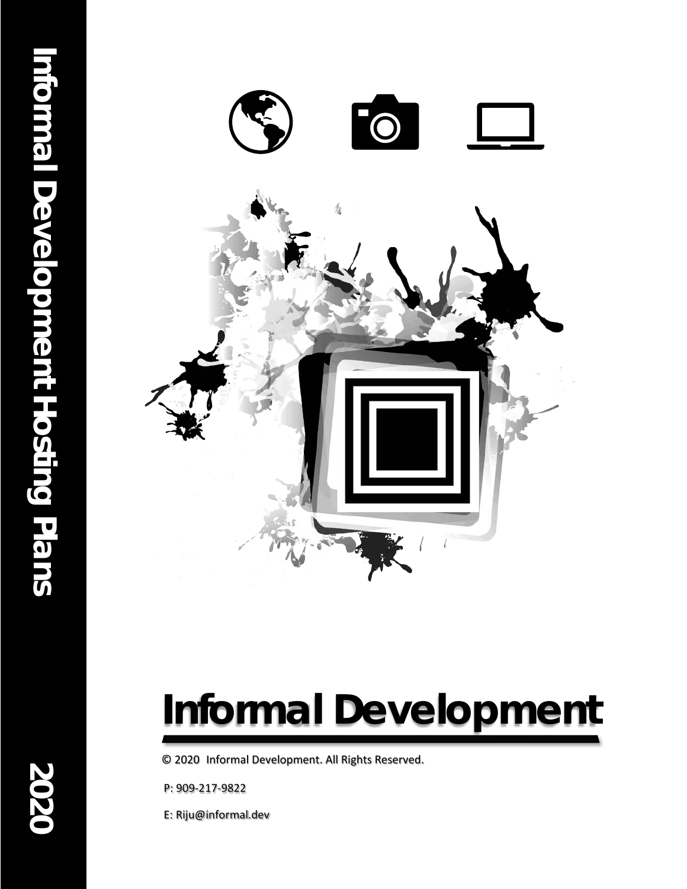Informal Development Hosting Plans

2020

# Informal Development

© 2020 Informal Development. All Rights Reserved.

P: 909-217-9822

E: Riju@informal.dev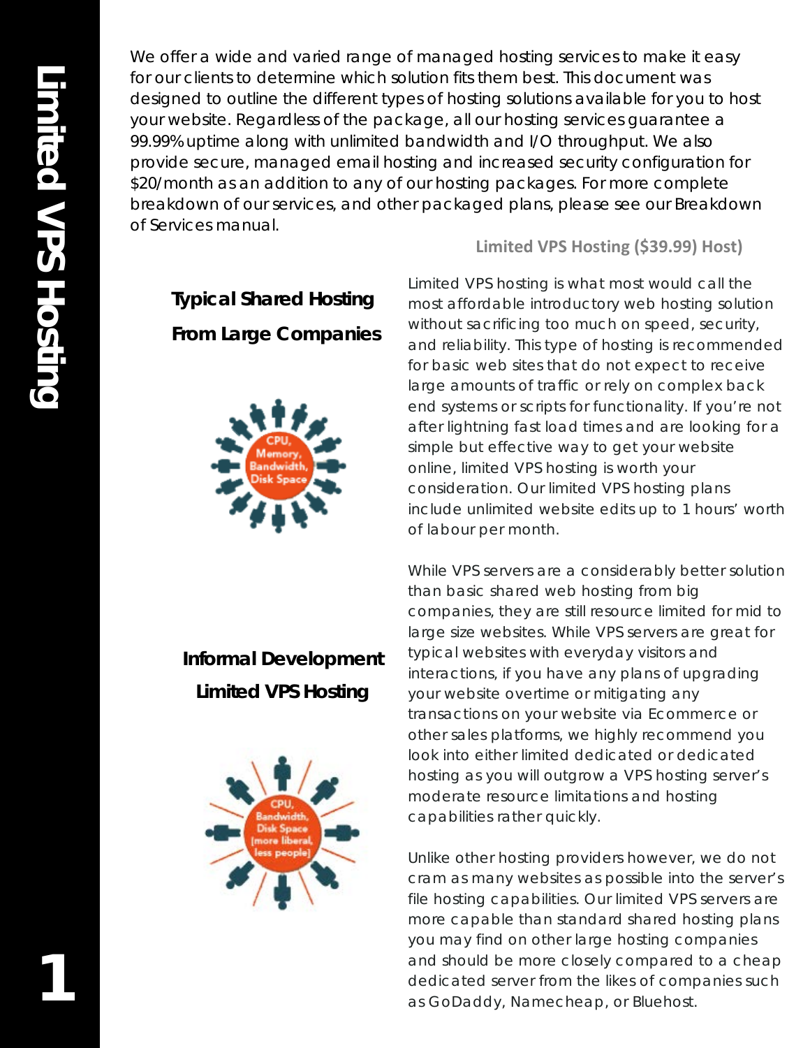# Limited VPS Hosting

We offer a wide and varied range of managed hosting services to make it easy for our clients to determine which solution fits them best. This document was designed to outline the different types of hosting solutions available for you to host your website. Regardless of the package, all our hosting services guarantee a 99.99% uptime along with unlimited bandwidth and I/O throughput. We also provide secure, managed email hosting and increased security configuration for $20/month as an addition to any of our hosting packages. For more complete breakdown of our services, and other packaged plans, please see our Breakdown of Services manual.

## Limited VPS Hosting ($39.99) Host)

**Typical Shared Hosting From Large Companies**

**Informal Development Limited VPS Hosting**

Limited VPS hosting is what most would call the most affordable introductory web hosting solution without sacrificing too much on speed, security, and reliability. This type of hosting is recommended for basic web sites that do not expect to receive large amounts of traffic or rely on complex back end systems or scripts for functionality. If you're not after lightning fast load times and are looking for a simple but effective way to get your website online, limited VPS hosting is worth your consideration. Our limited VPS hosting plans include unlimited website edits up to 1 hours' worth of labour per month.

While VPS servers are a considerably better solution than basic shared web hosting from big companies, they are still resource limited for mid to large size websites. While VPS servers are great for typical websites with everyday visitors and interactions, if you have any plans of upgrading your website overtime or mitigating any transactions on your website via Ecommerce or other sales platforms, we highly recommend you look into either limited dedicated or dedicated hosting as you will outgrow a VPS hosting server's moderate resource limitations and hosting capabilities rather quickly.

Unlike other hosting providers however, we do not cram as many websites as possible into the server's file hosting capabilities. Our limited VPS servers are more capable than standard shared hosting plans you may find on other large hosting companies and should be more closely compared to a cheap dedicated server from the likes of companies such as GoDaddy, Namecheap, or Bluehost.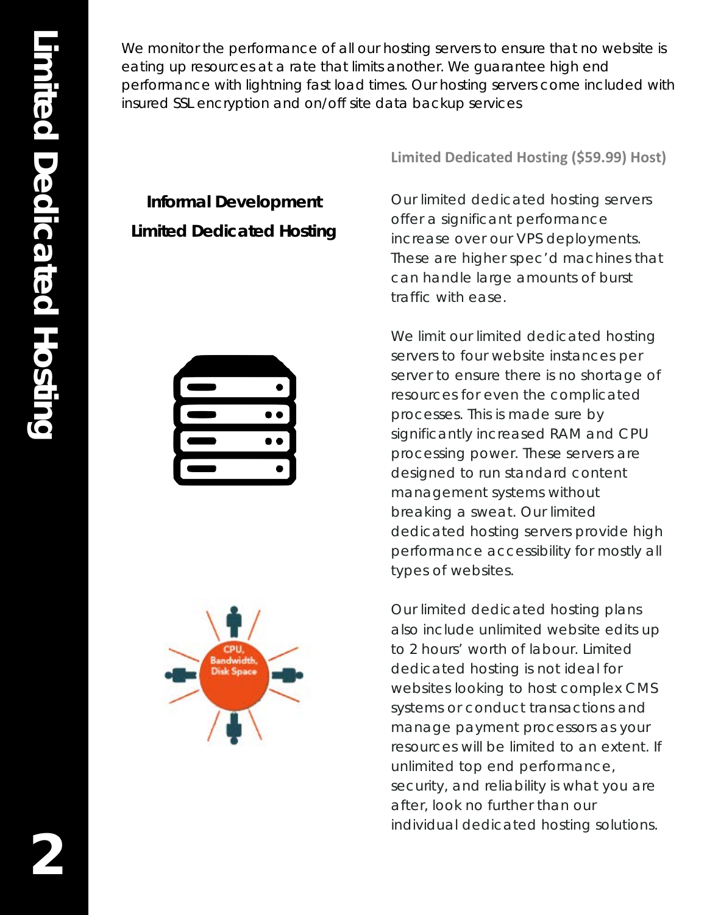# Limited Dedicated Hosting

We monitor the performance of all our hosting servers to ensure that no website is eating up resources at a rate that limits another. We guarantee high end performance with lightning fast load times. Our hosting servers come included with insured SSL encryption and on/off site data backup services

**Informal Development**

**Limited Dedicated Hosting**

### Limited Dedicated Hosting ($59.99) Host)

Our limited dedicated hosting servers offer a significant performance increase over our VPS deployments. These are higher spec'd machines that can handle large amounts of burst traffic with ease.

We limit our limited dedicated hosting servers to four website instances per server to ensure there is no shortage of resources for even the complicated processes. This is made sure by significantly increased RAM and CPU processing power. These servers are designed to run standard content management systems without breaking a sweat. Our limited dedicated hosting servers provide high performance accessibility for mostly all types of websites.

Our limited dedicated hosting plans also include unlimited website edits up to 2 hours' worth of labour. Limited dedicated hosting is not ideal for websites looking to host complex CMS systems or conduct transactions and manage payment processors as your resources will be limited to an extent. If unlimited top end performance, security, and reliability is what you are after, look no further than our individual dedicated hosting solutions.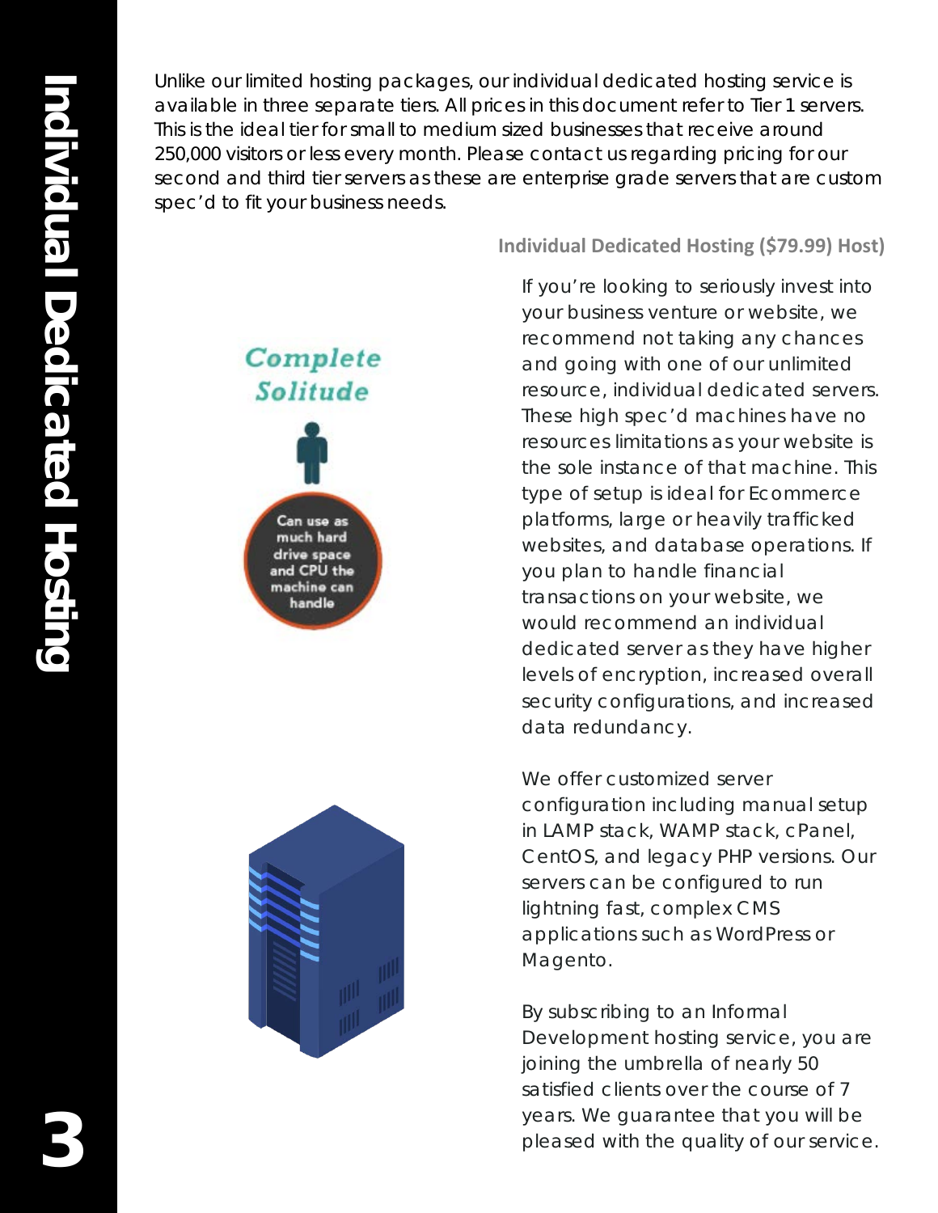# Individual Dedicated Hosting

Unlike our limited hosting packages, our individual dedicated hosting service is available in three separate tiers. All prices in this document refer to Tier 1 servers. This is the ideal tier for small to medium sized businesses that receive around 250,000 visitors or less every month. Please contact us regarding pricing for our second and third tier servers as these are enterprise grade servers that are custom spec'd to fit your business needs.

**Individual Dedicated Hosting ($79.99) Host)**

Complete Solitude

Can use as much hard drive space and CPU the machine can handle

If you're looking to seriously invest into your business venture or website, we recommend not taking any chances and going with one of our unlimited resource, individual dedicated servers. These high spec'd machines have no resources limitations as your website is the sole instance of that machine. This type of setup is ideal for Ecommerce platforms, large or heavily trafficked websites, and database operations. If you plan to handle financial transactions on your website, we would recommend an individual dedicated server as they have higher levels of encryption, increased overall security configurations, and increased data redundancy.

We offer customized server configuration including manual setup in LAMP stack, WAMP stack, cPanel, CentOS, and legacy PHP versions. Our servers can be configured to run lightning fast, complex CMS applications such as WordPress or Magento.

By subscribing to an Informal Development hosting service, you are joining the umbrella of nearly 50 satisfied clients over the course of 7 years. We guarantee that you will be pleased with the quality of our service.